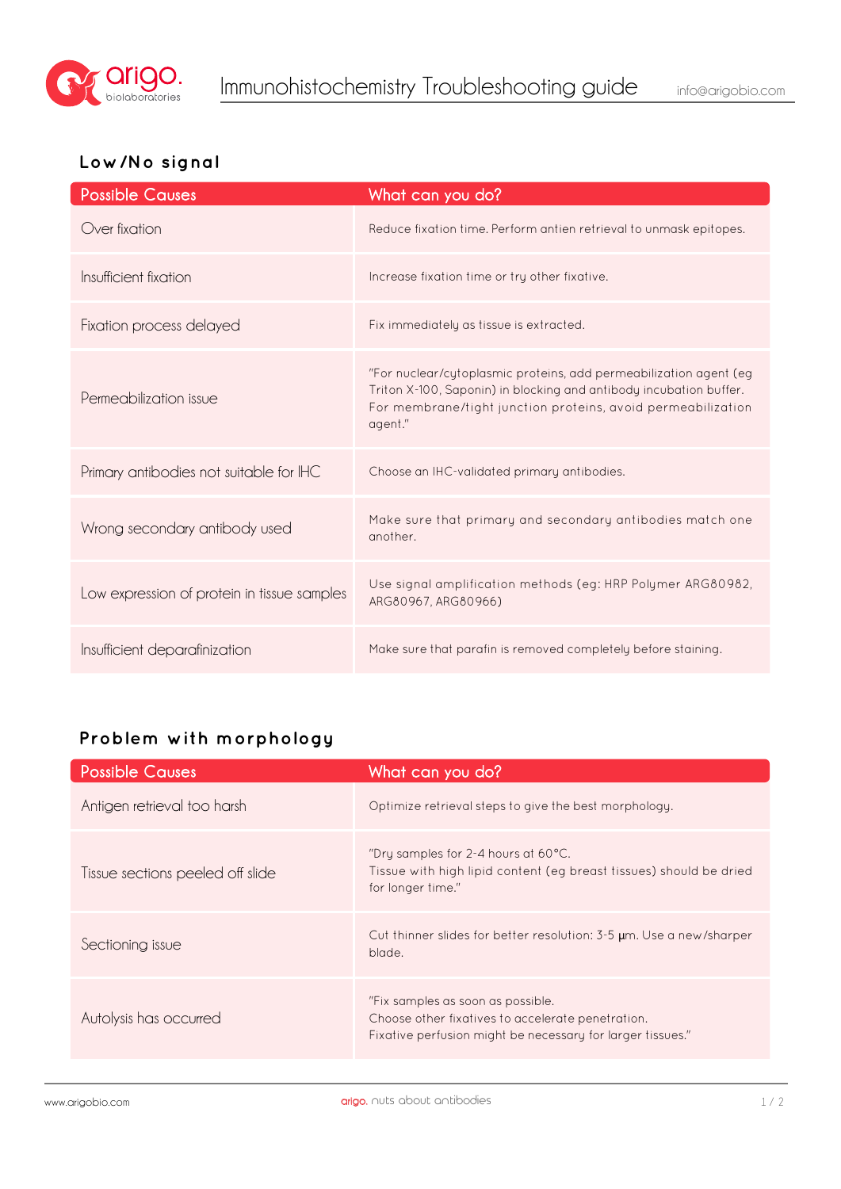# Immunohistochemistry Troubleshooting guide

info@arigobio.com

## Low/No signal

| Possible Causes | What can you do? |
|---|---|
| Over fixation | Reduce fixation time. Perform antien retrieval to unmask epitopes. |
| Insufficient fixation | Increase fixation time or try other fixative. |
| Fixation process delayed | Fix immediately as tissue is extracted. |
| Permeabilization issue | "For nuclear/cytoplasmic proteins, add permeabilization agent (eg Triton X-100, Saponin) in blocking and antibody incubation buffer. For membrane/tight junction proteins, avoid permeabilization agent." |
| Primary antibodies not suitable for IHC | Choose an IHC-validated primary antibodies. |
| Wrong secondary antibody used | Make sure that primary and secondary antibodies match one another. |
| Low expression of protein in tissue samples | Use signal amplification methods (eg: HRP Polymer ARG80982, ARG80967, ARG80966) |
| Insufficient deparafinization | Make sure that parafin is removed completely before staining. |

## Problem with morphology

| Possible Causes | What can you do? |
|---|---|
| Antigen retrieval too harsh | Optimize retrieval steps to give the best morphology. |
| Tissue sections peeled off slide | "Dry samples for 2-4 hours at 60°C. Tissue with high lipid content (eg breast tissues) should be dried for longer time." |
| Sectioning issue | Cut thinner slides for better resolution: 3-5 μm. Use a new/sharper blade. |
| Autolysis has occurred | "Fix samples as soon as possible. Choose other fixatives to accelerate penetration. Fixative perfusion might be necessary for larger tissues." |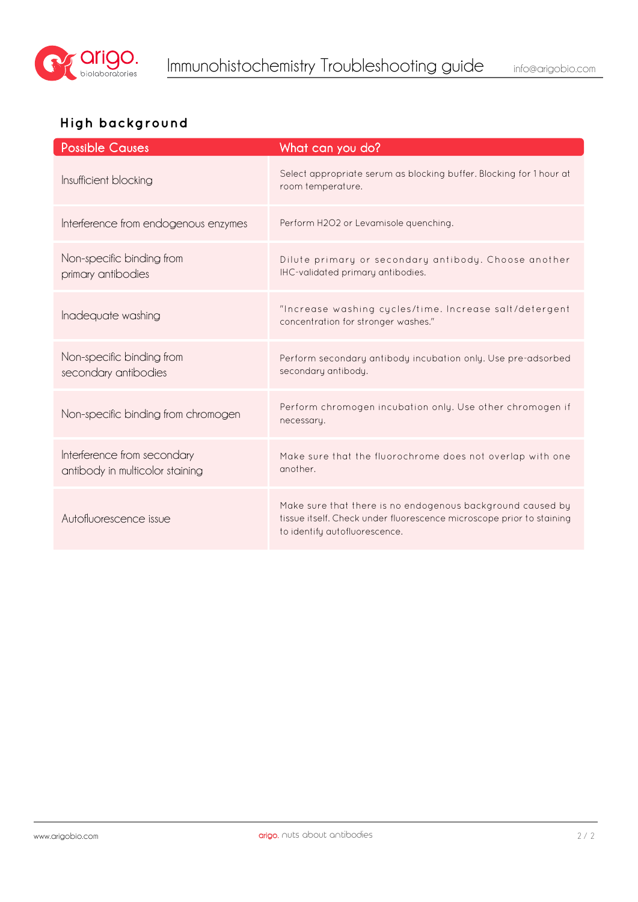### High background

| Possible Causes | What can you do? |
|---|---|
| Insufficient blocking | Select appropriate serum as blocking buffer. Blocking for 1 hour at room temperature. |
| Interference from endogenous enzymes | Perform H2O2 or Levamisole quenching. |
| Non-specific binding from primary antibodies | Dilute primary or secondary antibody. Choose another IHC-validated primary antibodies. |
| Inadequate washing | "Increase washing cycles/time. Increase salt/detergent concentration for stronger washes." |
| Non-specific binding from secondary antibodies | Perform secondary antibody incubation only. Use pre-adsorbed secondary antibody. |
| Non-specific binding from chromogen | Perform chromogen incubation only. Use other chromogen if necessary. |
| Interference from secondary antibody in multicolor staining | Make sure that the fluorochrome does not overlap with one another. |
| Autofluorescence issue | Make sure that there is no endogenous background caused by tissue itself. Check under fluorescence microscope prior to staining to identify autofluorescence. |